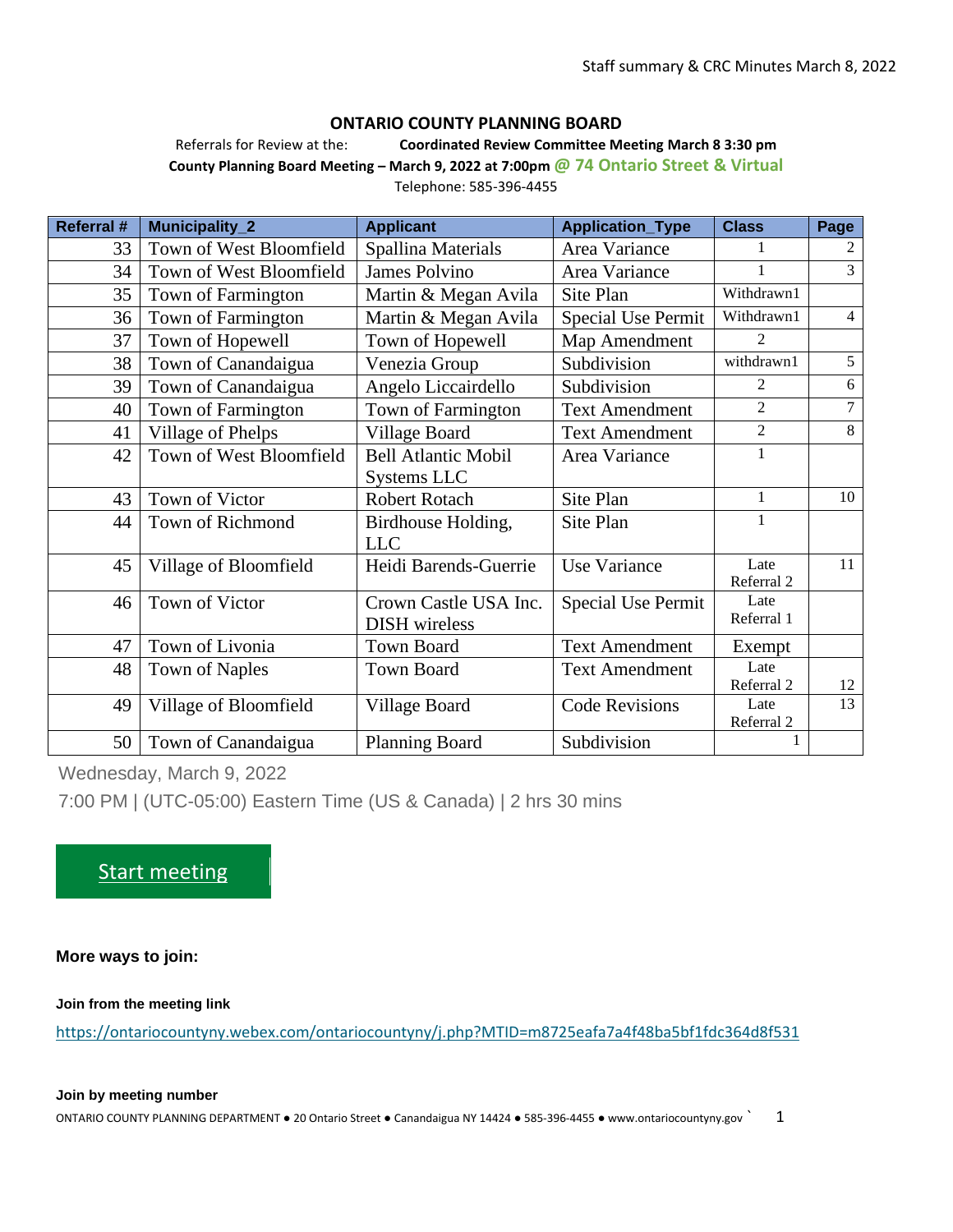Staff summary & CRC Minutes March 8, 2022

## ONTARIO COUNTY PLANNING BOARD

Referrals for Review at the: **Coordinated Review Committee Meeting March 8 3:30 pm**

**County Planning Board Meeting – March 9, 2022 at 7:00pm @ 74 Ontario Street & Virtual**

Telephone: 585-396-4455

| Referral # | Municipality_2 | Applicant | Application_Type | Class | Page |
|---|---|---|---|---|---|
| 33 | Town of West Bloomfield | Spallina Materials | Area Variance | 1 | 2 |
| 34 | Town of West Bloomfield | James Polvino | Area Variance | 1 | 3 |
| 35 | Town of Farmington | Martin & Megan Avila | Site Plan | Withdrawn1 | |
| 36 | Town of Farmington | Martin & Megan Avila | Special Use Permit | Withdrawn1 | 4 |
| 37 | Town of Hopewell | Town of Hopewell | Map Amendment | 2 | |
| 38 | Town of Canandaigua | Venezia Group | Subdivision | withdrawn1 | 5 |
| 39 | Town of Canandaigua | Angelo Liccairdello | Subdivision | 2 | 6 |
| 40 | Town of Farmington | Town of Farmington | Text Amendment | 2 | 7 |
| 41 | Village of Phelps | Village Board | Text Amendment | 2 | 8 |
| 42 | Town of West Bloomfield | Bell Atlantic Mobil Systems LLC | Area Variance | 1 | |
| 43 | Town of Victor | Robert Rotach | Site Plan | 1 | 10 |
| 44 | Town of Richmond | Birdhouse Holding, LLC | Site Plan | 1 | |
| 45 | Village of Bloomfield | Heidi Barends-Guerrie | Use Variance | Late Referral 2 | 11 |
| 46 | Town of Victor | Crown Castle USA Inc. DISH wireless | Special Use Permit | Late Referral 1 | |
| 47 | Town of Livonia | Town Board | Text Amendment | Exempt | |
| 48 | Town of Naples | Town Board | Text Amendment | Late Referral 2 | 12 |
| 49 | Village of Bloomfield | Village Board | Code Revisions | Late Referral 2 | 13 |
| 50 | Town of Canandaigua | Planning Board | Subdivision | 1 | |

Wednesday, March 9, 2022

7:00 PM | (UTC-05:00) Eastern Time (US & Canada) | 2 hrs 30 mins

Start meeting

**More ways to join:**

**Join from the meeting link**

https://ontariocountyny.webex.com/ontariocountyny/j.php?MTID=m8725eafa7a4f48ba5bf1fdc364d8f531

**Join by meeting number**

ONTARIO COUNTY PLANNING DEPARTMENT ● 20 Ontario Street ● Canandaigua NY 14424 ● 585-396-4455 ● www.ontariocountyny.gov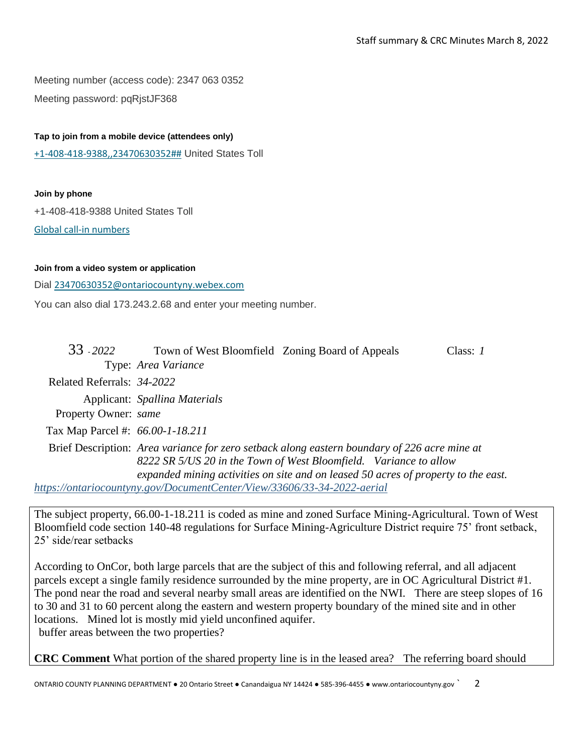Meeting number (access code): 2347 063 0352

Meeting password: pqRjstJF368

**Tap to join from a mobile device (attendees only)**

+1-408-418-9388,,23470630352## United States Toll

**Join by phone**

+1-408-418-9388 United States Toll

Global call-in numbers

**Join from a video system or application**

Dial 23470630352@ontariocountyny.webex.com

You can also dial 173.243.2.68 and enter your meeting number.

33 *- 2022* Town of West Bloomfield Zoning Board of Appeals Class: *1*

Type: *Area Variance*

Related Referrals: *34-2022*

Applicant: *Spallina Materials*

Property Owner: *same*

Tax Map Parcel #: *66.00-1-18.211*

Brief Description: *Area variance for zero setback along eastern boundary of 226 acre mine at 8222 SR 5/US 20 in the Town of West Bloomfield. Variance to allow expanded mining activities on site and on leased 50 acres of property to the east.*

*https://ontariocountyny.gov/DocumentCenter/View/33606/33-34-2022-aerial*

The subject property, 66.00-1-18.211 is coded as mine and zoned Surface Mining-Agricultural. Town of West Bloomfield code section 140-48 regulations for Surface Mining-Agriculture District require 75' front setback, 25' side/rear setbacks

According to OnCor, both large parcels that are the subject of this and following referral, and all adjacent parcels except a single family residence surrounded by the mine property, are in OC Agricultural District #1. The pond near the road and several nearby small areas are identified on the NWI. There are steep slopes of 16 to 30 and 31 to 60 percent along the eastern and western property boundary of the mined site and in other locations. Mined lot is mostly mid yield unconfined aquifer.

buffer areas between the two properties?

**CRC Comment** What portion of the shared property line is in the leased area? The referring board should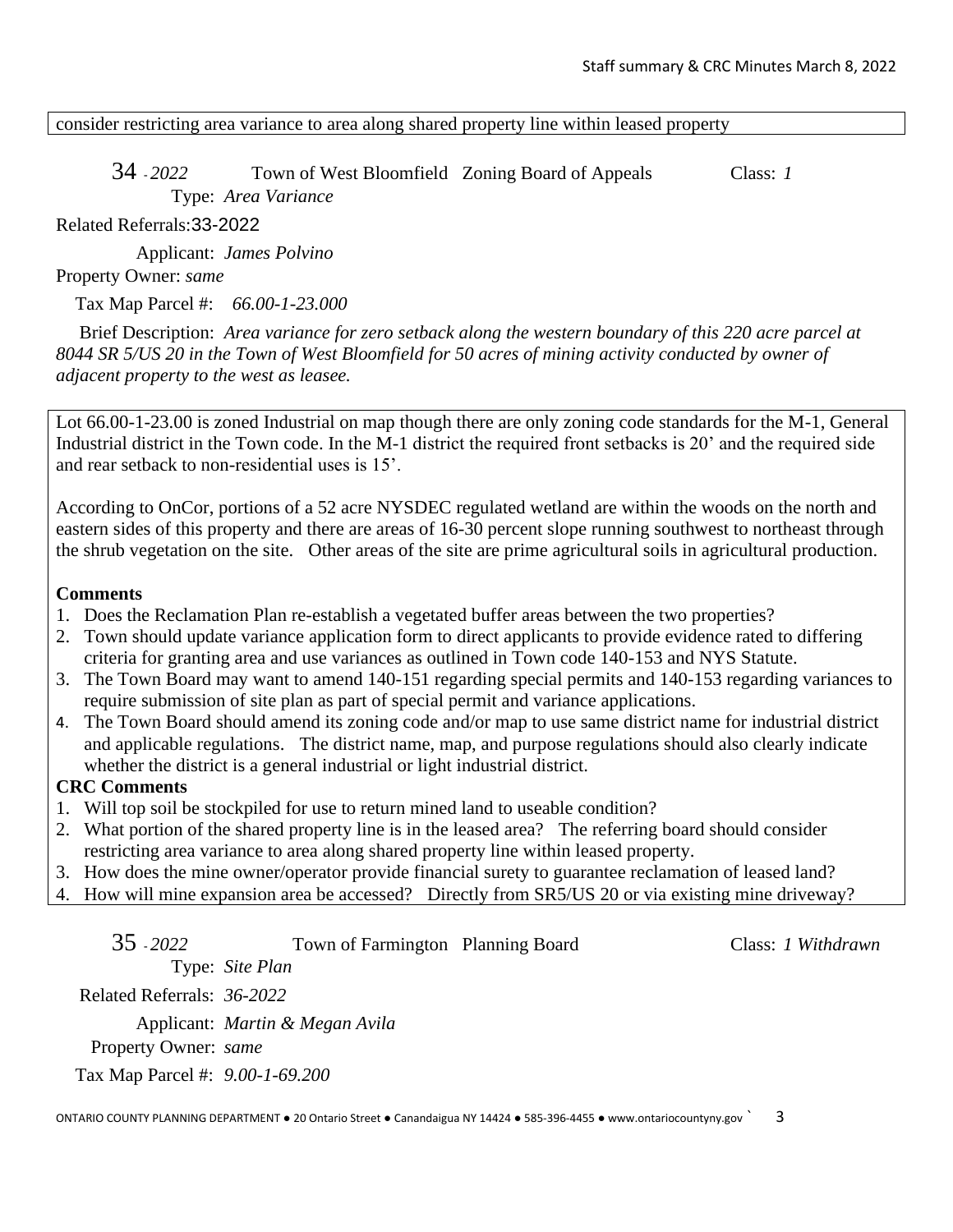consider restricting area variance to area along shared property line within leased property

**34** - *2022* Town of West Bloomfield Zoning Board of Appeals Class: *1*

Type: *Area Variance*

Related Referrals: 33-2022

Applicant: *James Polvino*

Property Owner: *same*

Tax Map Parcel #: *66.00-1-23.000*

Brief Description: *Area variance for zero setback along the western boundary of this 220 acre parcel at 8044 SR 5/US 20 in the Town of West Bloomfield for 50 acres of mining activity conducted by owner of adjacent property to the west as leasee.*

Lot 66.00-1-23.00 is zoned Industrial on map though there are only zoning code standards for the M-1, General Industrial district in the Town code. In the M-1 district the required front setbacks is 20' and the required side and rear setback to non-residential uses is 15'.

According to OnCor, portions of a 52 acre NYSDEC regulated wetland are within the woods on the north and eastern sides of this property and there are areas of 16-30 percent slope running southwest to northeast through the shrub vegetation on the site. Other areas of the site are prime agricultural soils in agricultural production.

**Comments**

1. Does the Reclamation Plan re-establish a vegetated buffer areas between the two properties?
2. Town should update variance application form to direct applicants to provide evidence rated to differing criteria for granting area and use variances as outlined in Town code 140-153 and NYS Statute.
3. The Town Board may want to amend 140-151 regarding special permits and 140-153 regarding variances to require submission of site plan as part of special permit and variance applications.
4. The Town Board should amend its zoning code and/or map to use same district name for industrial district and applicable regulations. The district name, map, and purpose regulations should also clearly indicate whether the district is a general industrial or light industrial district.

**CRC Comments**

1. Will top soil be stockpiled for use to return mined land to useable condition?
2. What portion of the shared property line is in the leased area? The referring board should consider restricting area variance to area along shared property line within leased property.
3. How does the mine owner/operator provide financial surety to guarantee reclamation of leased land?
4. How will mine expansion area be accessed? Directly from SR5/US 20 or via existing mine driveway?

**35** - *2022* Town of Farmington Planning Board Class: *1 Withdrawn*

Type: *Site Plan*

Related Referrals: *36-2022*

Applicant: *Martin & Megan Avila*

Property Owner: *same*

Tax Map Parcel #: *9.00-1-69.200*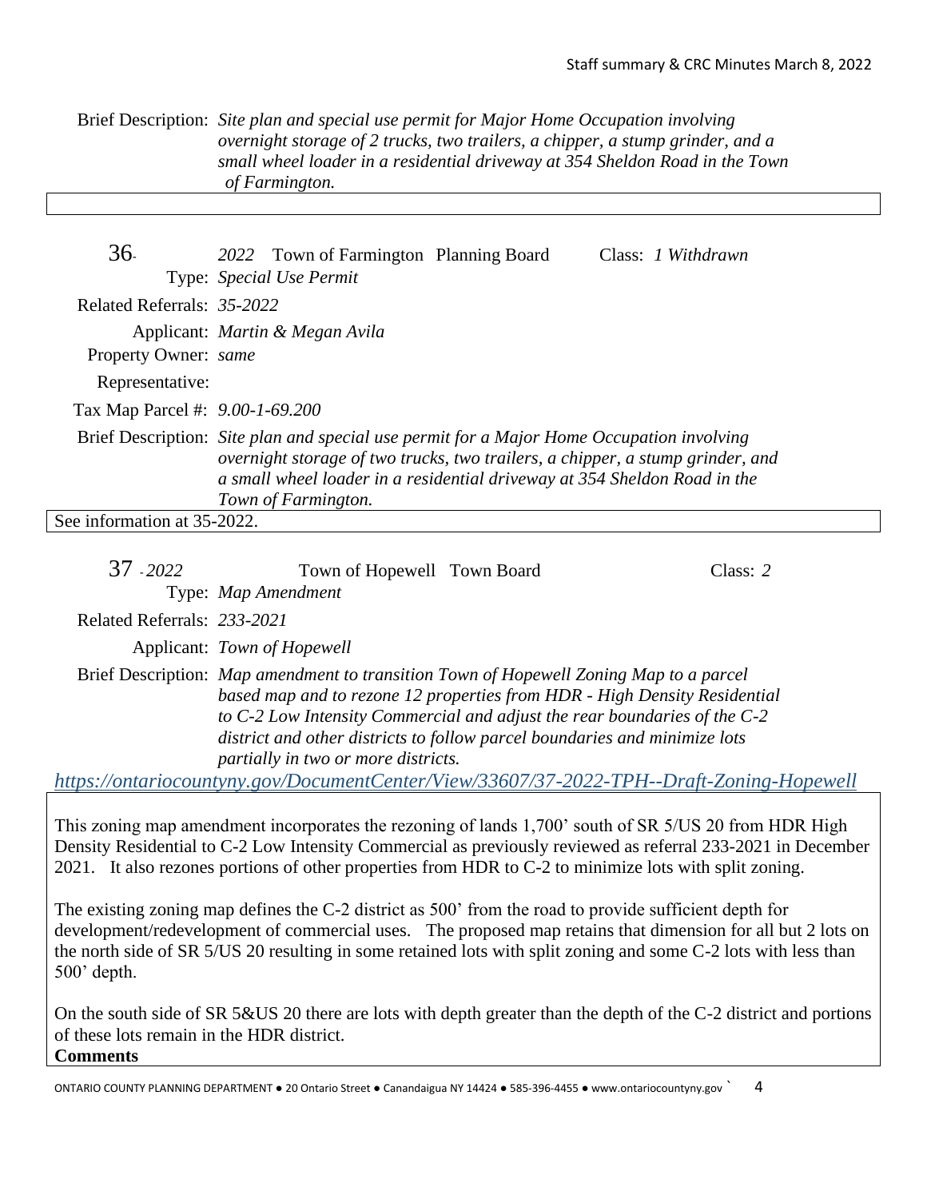Brief Description: *Site plan and special use permit for Major Home Occupation involving overnight storage of 2 trucks, two trailers, a chipper, a stump grinder, and a small wheel loader in a residential driveway at 354 Sheldon Road in the Town of Farmington.*

---

**36** - *2022* Town of Farmington Planning Board Class: *1 Withdrawn*

Type: *Special Use Permit*

Related Referrals: *35-2022*

Applicant: *Martin & Megan Avila*

Property Owner: *same*

Representative:

Tax Map Parcel #: *9.00-1-69.200*

Brief Description: *Site plan and special use permit for a Major Home Occupation involving overnight storage of two trucks, two trailers, a chipper, a stump grinder, and a small wheel loader in a residential driveway at 354 Sheldon Road in the Town of Farmington.*

See information at 35-2022.

---

**37** - *2022* Town of Hopewell Town Board Class: *2*

Type: *Map Amendment*

Related Referrals: *233-2021*

Applicant: *Town of Hopewell*

Brief Description: *Map amendment to transition Town of Hopewell Zoning Map to a parcel based map and to rezone 12 properties from HDR - High Density Residential to C-2 Low Intensity Commercial and adjust the rear boundaries of the C-2 district and other districts to follow parcel boundaries and minimize lots partially in two or more districts.*

*https://ontariocountyny.gov/DocumentCenter/View/33607/37-2022-TPH--Draft-Zoning-Hopewell*

This zoning map amendment incorporates the rezoning of lands 1,700' south of SR 5/US 20 from HDR High Density Residential to C-2 Low Intensity Commercial as previously reviewed as referral 233-2021 in December 2021. It also rezones portions of other properties from HDR to C-2 to minimize lots with split zoning.

The existing zoning map defines the C-2 district as 500' from the road to provide sufficient depth for development/redevelopment of commercial uses. The proposed map retains that dimension for all but 2 lots on the north side of SR 5/US 20 resulting in some retained lots with split zoning and some C-2 lots with less than 500' depth.

On the south side of SR 5&US 20 there are lots with depth greater than the depth of the C-2 district and portions of these lots remain in the HDR district.

**Comments**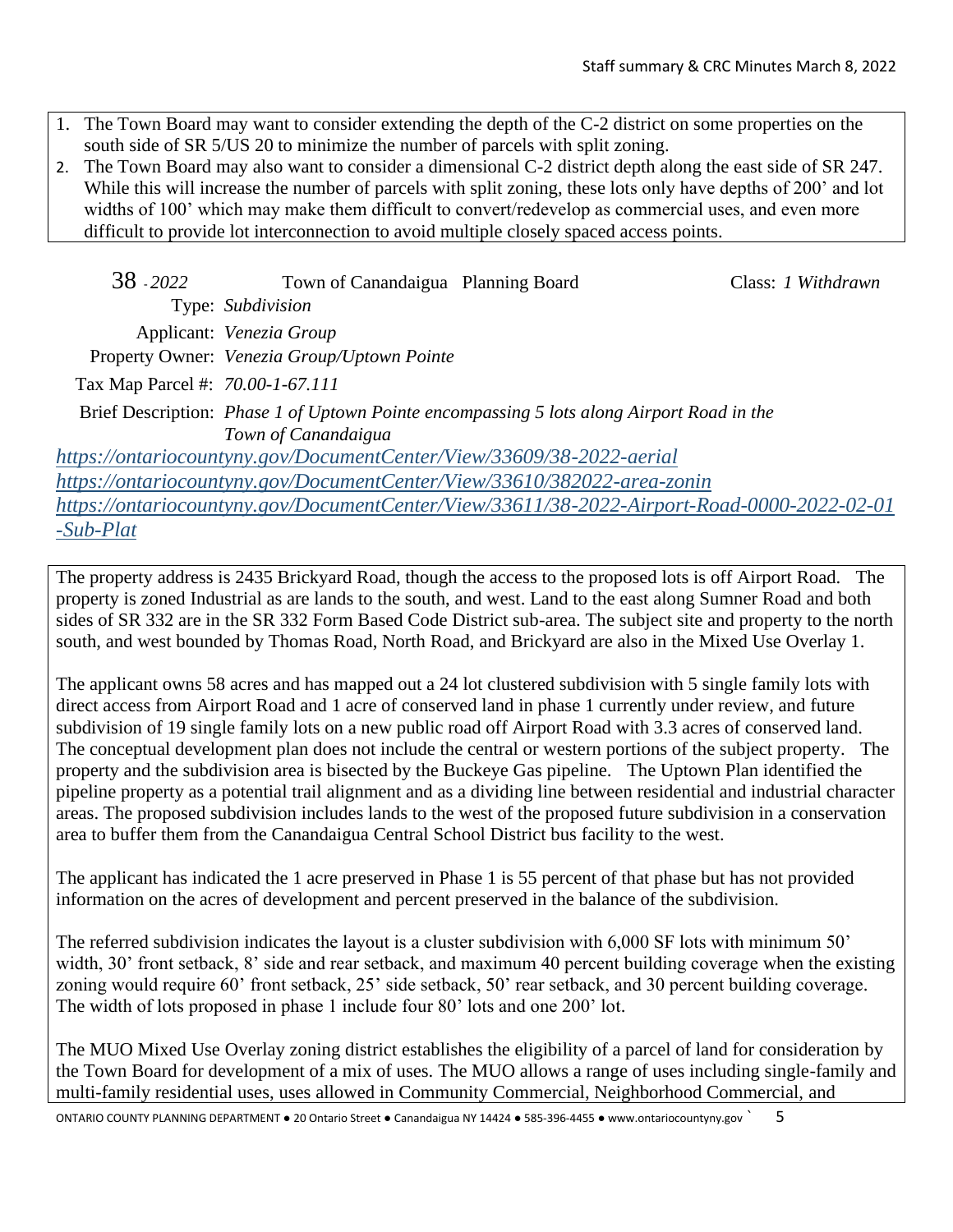1. The Town Board may want to consider extending the depth of the C-2 district on some properties on the south side of SR 5/US 20 to minimize the number of parcels with split zoning.
2. The Town Board may also want to consider a dimensional C-2 district depth along the east side of SR 247. While this will increase the number of parcels with split zoning, these lots only have depths of 200' and lot widths of 100' which may make them difficult to convert/redevelop as commercial uses, and even more difficult to provide lot interconnection to avoid multiple closely spaced access points.

**38** - *2022* Town of Canandaigua Planning Board Class: *1 Withdrawn*

Type: *Subdivision*

Applicant: *Venezia Group*

Property Owner: *Venezia Group/Uptown Pointe*

Tax Map Parcel #: *70.00-1-67.111*

Brief Description: *Phase 1 of Uptown Pointe encompassing 5 lots along Airport Road in the Town of Canandaigua*

https://ontariocountyny.gov/DocumentCenter/View/33609/38-2022-aerial
https://ontariocountyny.gov/DocumentCenter/View/33610/382022-area-zonin
https://ontariocountyny.gov/DocumentCenter/View/33611/38-2022-Airport-Road-0000-2022-02-01-Sub-Plat

The property address is 2435 Brickyard Road, though the access to the proposed lots is off Airport Road. The property is zoned Industrial as are lands to the south, and west. Land to the east along Sumner Road and both sides of SR 332 are in the SR 332 Form Based Code District sub-area. The subject site and property to the north south, and west bounded by Thomas Road, North Road, and Brickyard are also in the Mixed Use Overlay 1.

The applicant owns 58 acres and has mapped out a 24 lot clustered subdivision with 5 single family lots with direct access from Airport Road and 1 acre of conserved land in phase 1 currently under review, and future subdivision of 19 single family lots on a new public road off Airport Road with 3.3 acres of conserved land. The conceptual development plan does not include the central or western portions of the subject property. The property and the subdivision area is bisected by the Buckeye Gas pipeline. The Uptown Plan identified the pipeline property as a potential trail alignment and as a dividing line between residential and industrial character areas. The proposed subdivision includes lands to the west of the proposed future subdivision in a conservation area to buffer them from the Canandaigua Central School District bus facility to the west.

The applicant has indicated the 1 acre preserved in Phase 1 is 55 percent of that phase but has not provided information on the acres of development and percent preserved in the balance of the subdivision.

The referred subdivision indicates the layout is a cluster subdivision with 6,000 SF lots with minimum 50' width, 30' front setback, 8' side and rear setback, and maximum 40 percent building coverage when the existing zoning would require 60' front setback, 25' side setback, 50' rear setback, and 30 percent building coverage. The width of lots proposed in phase 1 include four 80' lots and one 200' lot.

The MUO Mixed Use Overlay zoning district establishes the eligibility of a parcel of land for consideration by the Town Board for development of a mix of uses. The MUO allows a range of uses including single-family and multi-family residential uses, uses allowed in Community Commercial, Neighborhood Commercial, and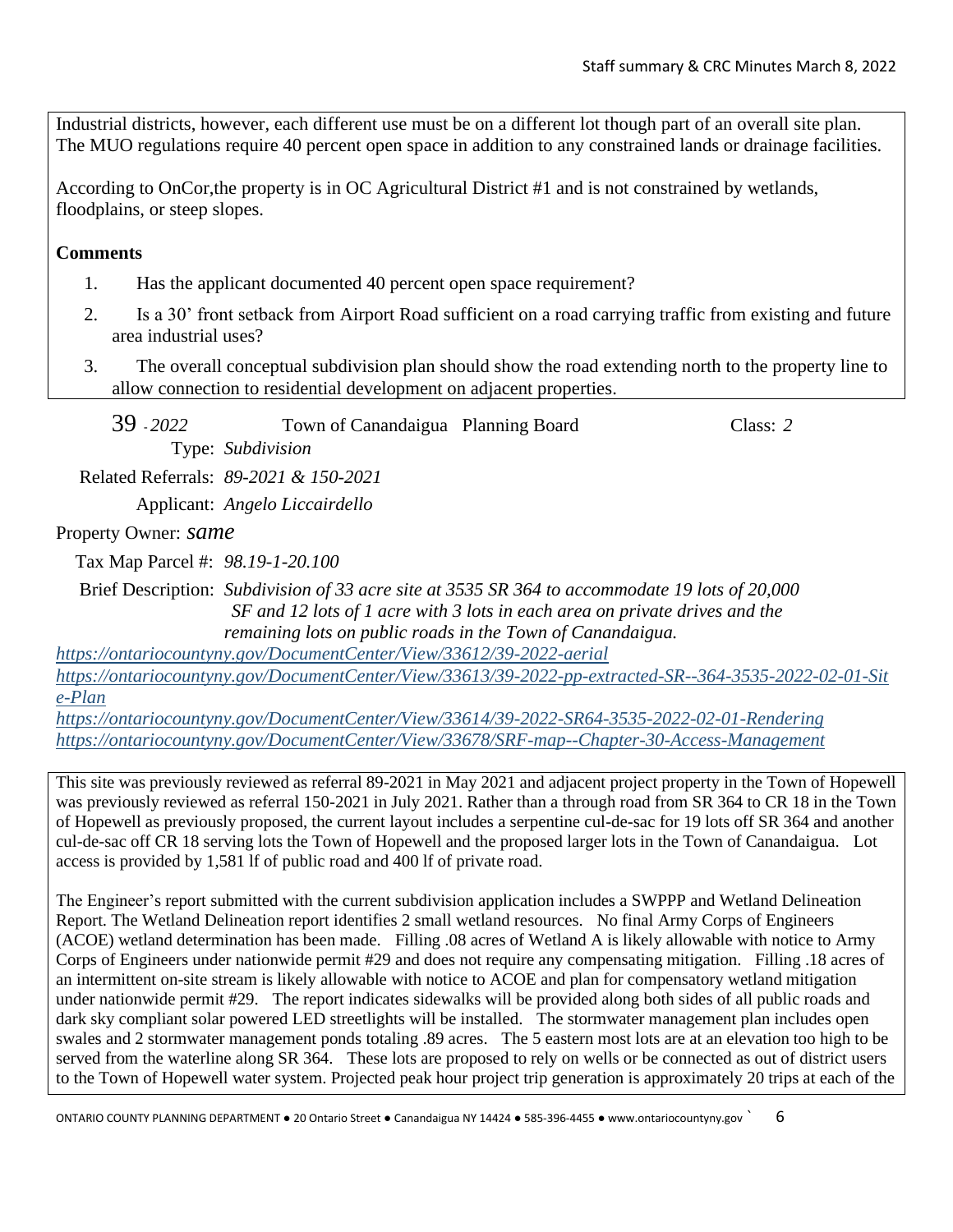Industrial districts, however, each different use must be on a different lot though part of an overall site plan. The MUO regulations require 40 percent open space in addition to any constrained lands or drainage facilities.

According to OnCor,the property is in OC Agricultural District #1 and is not constrained by wetlands, floodplains, or steep slopes.

**Comments**

1. Has the applicant documented 40 percent open space requirement?
2. Is a 30' front setback from Airport Road sufficient on a road carrying traffic from existing and future area industrial uses?
3. The overall conceptual subdivision plan should show the road extending north to the property line to allow connection to residential development on adjacent properties.

39 - *2022* Town of Canandaigua Planning Board Class: *2*

Type: *Subdivision*

Related Referrals: *89-2021 & 150-2021*

Applicant: *Angelo Liccairdello*

Property Owner: *same*

Tax Map Parcel #: *98.19-1-20.100*

Brief Description: *Subdivision of 33 acre site at 3535 SR 364 to accommodate 19 lots of 20,000 SF and 12 lots of 1 acre with 3 lots in each area on private drives and the remaining lots on public roads in the Town of Canandaigua.*

https://ontariocountyny.gov/DocumentCenter/View/33612/39-2022-aerial
https://ontariocountyny.gov/DocumentCenter/View/33613/39-2022-pp-extracted-SR--364-3535-2022-02-01-Site-Plan
https://ontariocountyny.gov/DocumentCenter/View/33614/39-2022-SR64-3535-2022-02-01-Rendering
https://ontariocountyny.gov/DocumentCenter/View/33678/SRF-map--Chapter-30-Access-Management

This site was previously reviewed as referral 89-2021 in May 2021 and adjacent project property in the Town of Hopewell was previously reviewed as referral 150-2021 in July 2021. Rather than a through road from SR 364 to CR 18 in the Town of Hopewell as previously proposed, the current layout includes a serpentine cul-de-sac for 19 lots off SR 364 and another cul-de-sac off CR 18 serving lots the Town of Hopewell and the proposed larger lots in the Town of Canandaigua. Lot access is provided by 1,581 lf of public road and 400 lf of private road.

The Engineer's report submitted with the current subdivision application includes a SWPPP and Wetland Delineation Report. The Wetland Delineation report identifies 2 small wetland resources. No final Army Corps of Engineers (ACOE) wetland determination has been made. Filling .08 acres of Wetland A is likely allowable with notice to Army Corps of Engineers under nationwide permit #29 and does not require any compensating mitigation. Filling .18 acres of an intermittent on-site stream is likely allowable with notice to ACOE and plan for compensatory wetland mitigation under nationwide permit #29. The report indicates sidewalks will be provided along both sides of all public roads and dark sky compliant solar powered LED streetlights will be installed. The stormwater management plan includes open swales and 2 stormwater management ponds totaling .89 acres. The 5 eastern most lots are at an elevation too high to be served from the waterline along SR 364. These lots are proposed to rely on wells or be connected as out of district users to the Town of Hopewell water system. Projected peak hour project trip generation is approximately 20 trips at each of the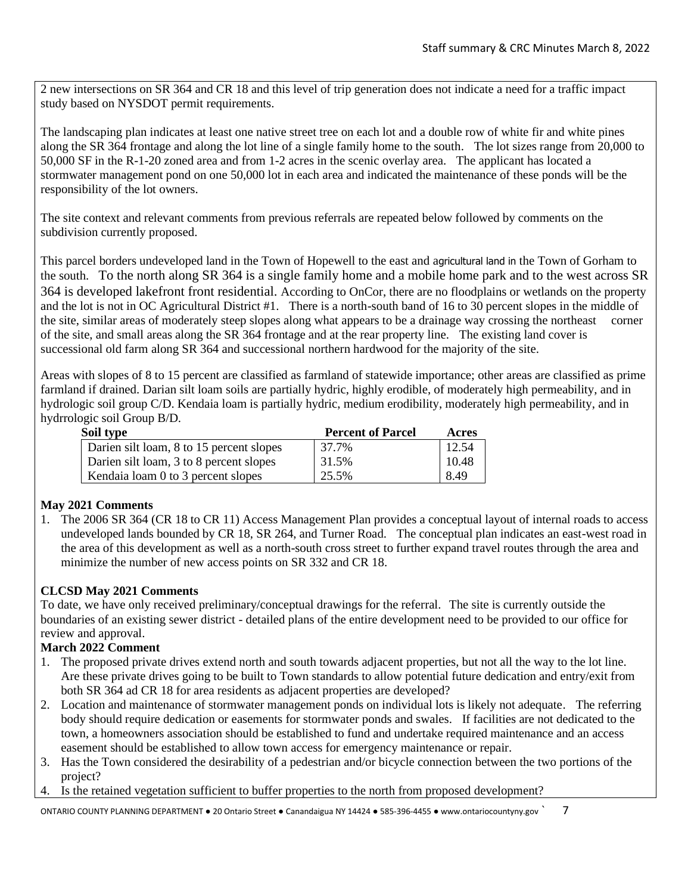2 new intersections on SR 364 and CR 18 and this level of trip generation does not indicate a need for a traffic impact study based on NYSDOT permit requirements.

The landscaping plan indicates at least one native street tree on each lot and a double row of white fir and white pines along the SR 364 frontage and along the lot line of a single family home to the south. The lot sizes range from 20,000 to 50,000 SF in the R-1-20 zoned area and from 1-2 acres in the scenic overlay area. The applicant has located a stormwater management pond on one 50,000 lot in each area and indicated the maintenance of these ponds will be the responsibility of the lot owners.

The site context and relevant comments from previous referrals are repeated below followed by comments on the subdivision currently proposed.

This parcel borders undeveloped land in the Town of Hopewell to the east and agricultural land in the Town of Gorham to the south. To the north along SR 364 is a single family home and a mobile home park and to the west across SR 364 is developed lakefront front residential. According to OnCor, there are no floodplains or wetlands on the property and the lot is not in OC Agricultural District #1. There is a north-south band of 16 to 30 percent slopes in the middle of the site, similar areas of moderately steep slopes along what appears to be a drainage way crossing the northeast corner of the site, and small areas along the SR 364 frontage and at the rear property line. The existing land cover is successional old farm along SR 364 and successional northern hardwood for the majority of the site.

Areas with slopes of 8 to 15 percent are classified as farmland of statewide importance; other areas are classified as prime farmland if drained. Darian silt loam soils are partially hydric, highly erodible, of moderately high permeability, and in hydrologic soil group C/D. Kendaia loam is partially hydric, medium erodibility, moderately high permeability, and in hydrrologic soil Group B/D.

| Soil type | Percent of Parcel | Acres |
|---|---|---|
| Darien silt loam, 8 to 15 percent slopes | 37.7% | 12.54 |
| Darien silt loam, 3 to 8 percent slopes | 31.5% | 10.48 |
| Kendaia loam 0 to 3 percent slopes | 25.5% | 8.49 |

**May 2021 Comments**

1. The 2006 SR 364 (CR 18 to CR 11) Access Management Plan provides a conceptual layout of internal roads to access undeveloped lands bounded by CR 18, SR 264, and Turner Road. The conceptual plan indicates an east-west road in the area of this development as well as a north-south cross street to further expand travel routes through the area and minimize the number of new access points on SR 332 and CR 18.

**CLCSD May 2021 Comments**

To date, we have only received preliminary/conceptual drawings for the referral. The site is currently outside the boundaries of an existing sewer district - detailed plans of the entire development need to be provided to our office for review and approval.

**March 2022 Comment**

1. The proposed private drives extend north and south towards adjacent properties, but not all the way to the lot line. Are these private drives going to be built to Town standards to allow potential future dedication and entry/exit from both SR 364 ad CR 18 for area residents as adjacent properties are developed?
2. Location and maintenance of stormwater management ponds on individual lots is likely not adequate. The referring body should require dedication or easements for stormwater ponds and swales. If facilities are not dedicated to the town, a homeowners association should be established to fund and undertake required maintenance and an access easement should be established to allow town access for emergency maintenance or repair.
3. Has the Town considered the desirability of a pedestrian and/or bicycle connection between the two portions of the project?
4. Is the retained vegetation sufficient to buffer properties to the north from proposed development?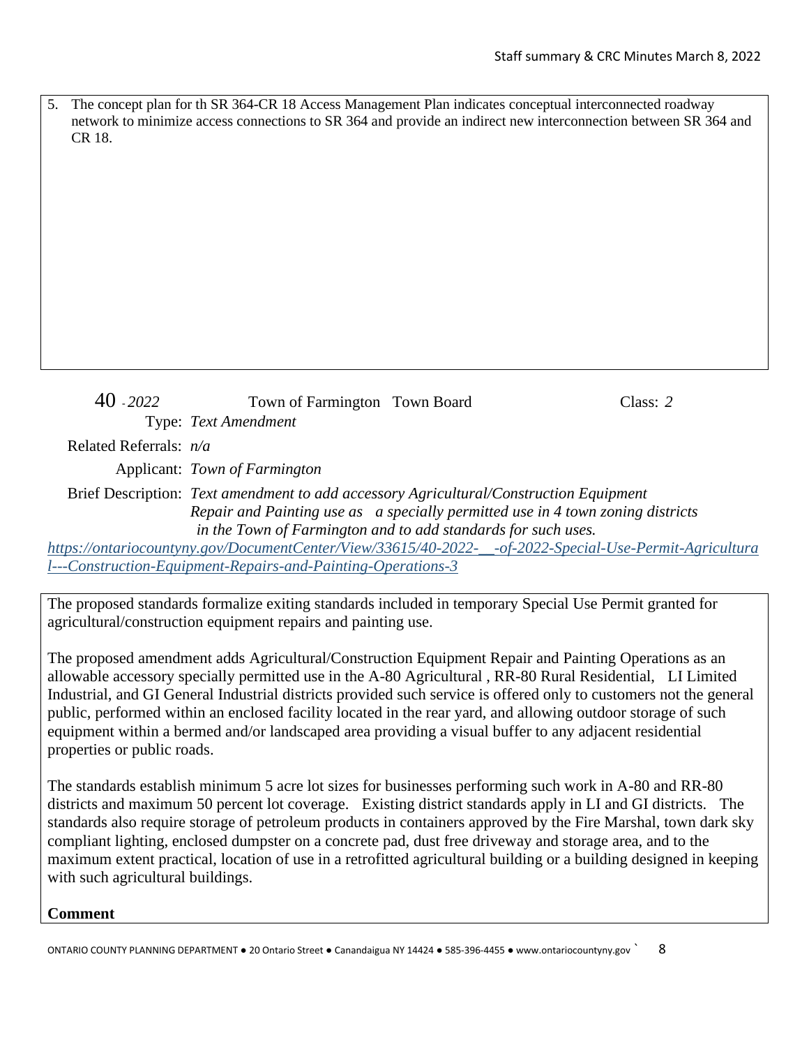5. The concept plan for th SR 364-CR 18 Access Management Plan indicates conceptual interconnected roadway network to minimize access connections to SR 364 and provide an indirect new interconnection between SR 364 and CR 18.

40 *- 2022* Town of Farmington Town Board Class: *2*

Type: *Text Amendment*

Related Referrals: *n/a*

Applicant: *Town of Farmington*

Brief Description: *Text amendment to add accessory Agricultural/Construction Equipment Repair and Painting use as a specially permitted use in 4 town zoning districts in the Town of Farmington and to add standards for such uses.*

*https://ontariocountyny.gov/DocumentCenter/View/33615/40-2022-__-of-2022-Special-Use-Permit-Agricultural---Construction-Equipment-Repairs-and-Painting-Operations-3*

The proposed standards formalize exiting standards included in temporary Special Use Permit granted for agricultural/construction equipment repairs and painting use.

The proposed amendment adds Agricultural/Construction Equipment Repair and Painting Operations as an allowable accessory specially permitted use in the A-80 Agricultural , RR-80 Rural Residential, LI Limited Industrial, and GI General Industrial districts provided such service is offered only to customers not the general public, performed within an enclosed facility located in the rear yard, and allowing outdoor storage of such equipment within a bermed and/or landscaped area providing a visual buffer to any adjacent residential properties or public roads.

The standards establish minimum 5 acre lot sizes for businesses performing such work in A-80 and RR-80 districts and maximum 50 percent lot coverage. Existing district standards apply in LI and GI districts. The standards also require storage of petroleum products in containers approved by the Fire Marshal, town dark sky compliant lighting, enclosed dumpster on a concrete pad, dust free driveway and storage area, and to the maximum extent practical, location of use in a retrofitted agricultural building or a building designed in keeping with such agricultural buildings.

**Comment**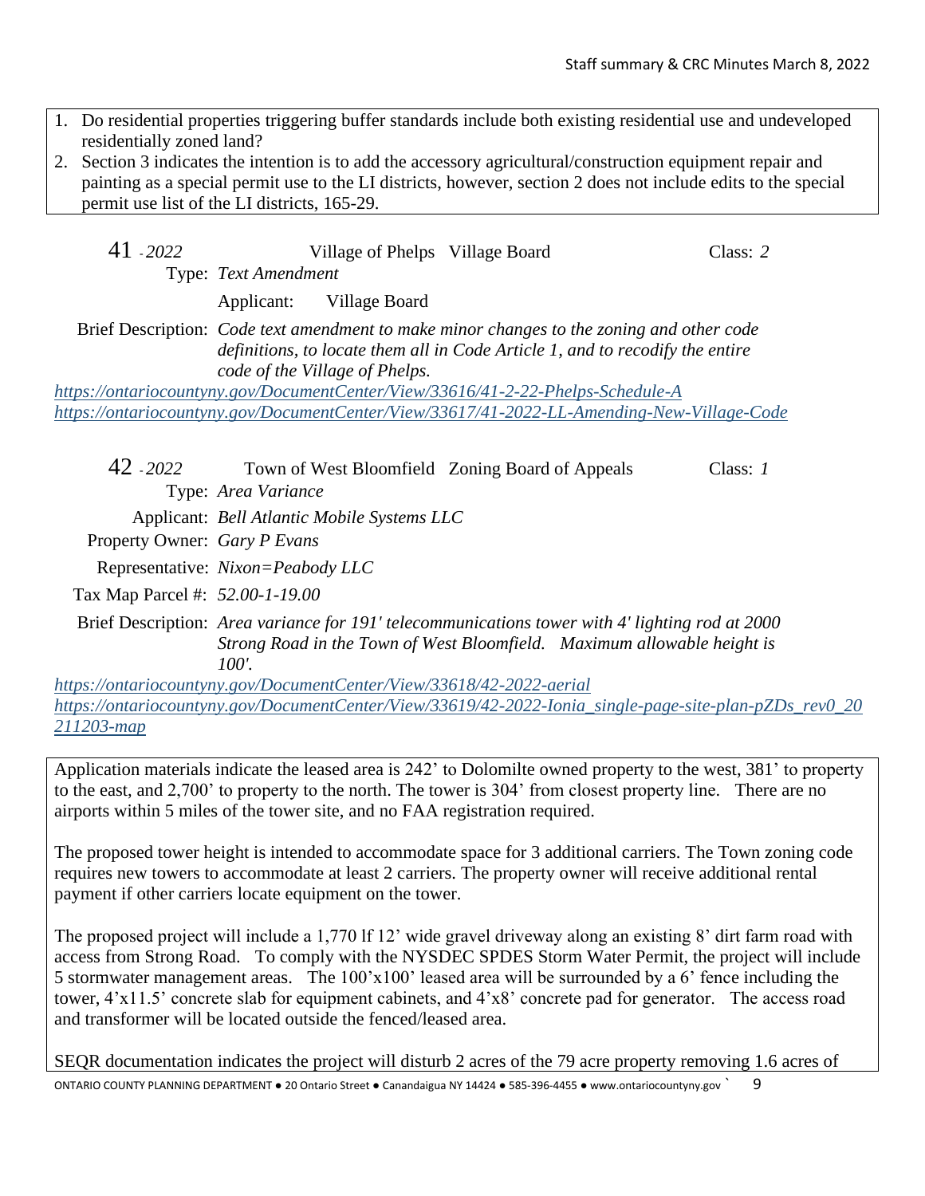1. Do residential properties triggering buffer standards include both existing residential use and undeveloped residentially zoned land?
2. Section 3 indicates the intention is to add the accessory agricultural/construction equipment repair and painting as a special permit use to the LI districts, however, section 2 does not include edits to the special permit use list of the LI districts, 165-29.

**41** - *2022* Village of Phelps Village Board Class: *2*

Type: *Text Amendment*

Applicant: Village Board

Brief Description: *Code text amendment to make minor changes to the zoning and other code definitions, to locate them all in Code Article 1, and to recodify the entire code of the Village of Phelps.*

https://ontariocountyny.gov/DocumentCenter/View/33616/41-2-22-Phelps-Schedule-A
https://ontariocountyny.gov/DocumentCenter/View/33617/41-2022-LL-Amending-New-Village-Code

**42** - *2022* Town of West Bloomfield Zoning Board of Appeals Class: *1*

Type: *Area Variance*

Applicant: *Bell Atlantic Mobile Systems LLC*

Property Owner: *Gary P Evans*

Representative: *Nixon=Peabody LLC*

Tax Map Parcel #: *52.00-1-19.00*

Brief Description: *Area variance for 191' telecommunications tower with 4' lighting rod at 2000 Strong Road in the Town of West Bloomfield. Maximum allowable height is 100'.*

https://ontariocountyny.gov/DocumentCenter/View/33618/42-2022-aerial
https://ontariocountyny.gov/DocumentCenter/View/33619/42-2022-Ionia_single-page-site-plan-pZDs_rev0_20211203-map

Application materials indicate the leased area is 242' to Dolomilte owned property to the west, 381' to property to the east, and 2,700' to property to the north. The tower is 304' from closest property line. There are no airports within 5 miles of the tower site, and no FAA registration required.

The proposed tower height is intended to accommodate space for 3 additional carriers. The Town zoning code requires new towers to accommodate at least 2 carriers. The property owner will receive additional rental payment if other carriers locate equipment on the tower.

The proposed project will include a 1,770 lf 12' wide gravel driveway along an existing 8' dirt farm road with access from Strong Road. To comply with the NYSDEC SPDES Storm Water Permit, the project will include 5 stormwater management areas. The 100'x100' leased area will be surrounded by a 6' fence including the tower, 4'x11.5' concrete slab for equipment cabinets, and 4'x8' concrete pad for generator. The access road and transformer will be located outside the fenced/leased area.

SEQR documentation indicates the project will disturb 2 acres of the 79 acre property removing 1.6 acres of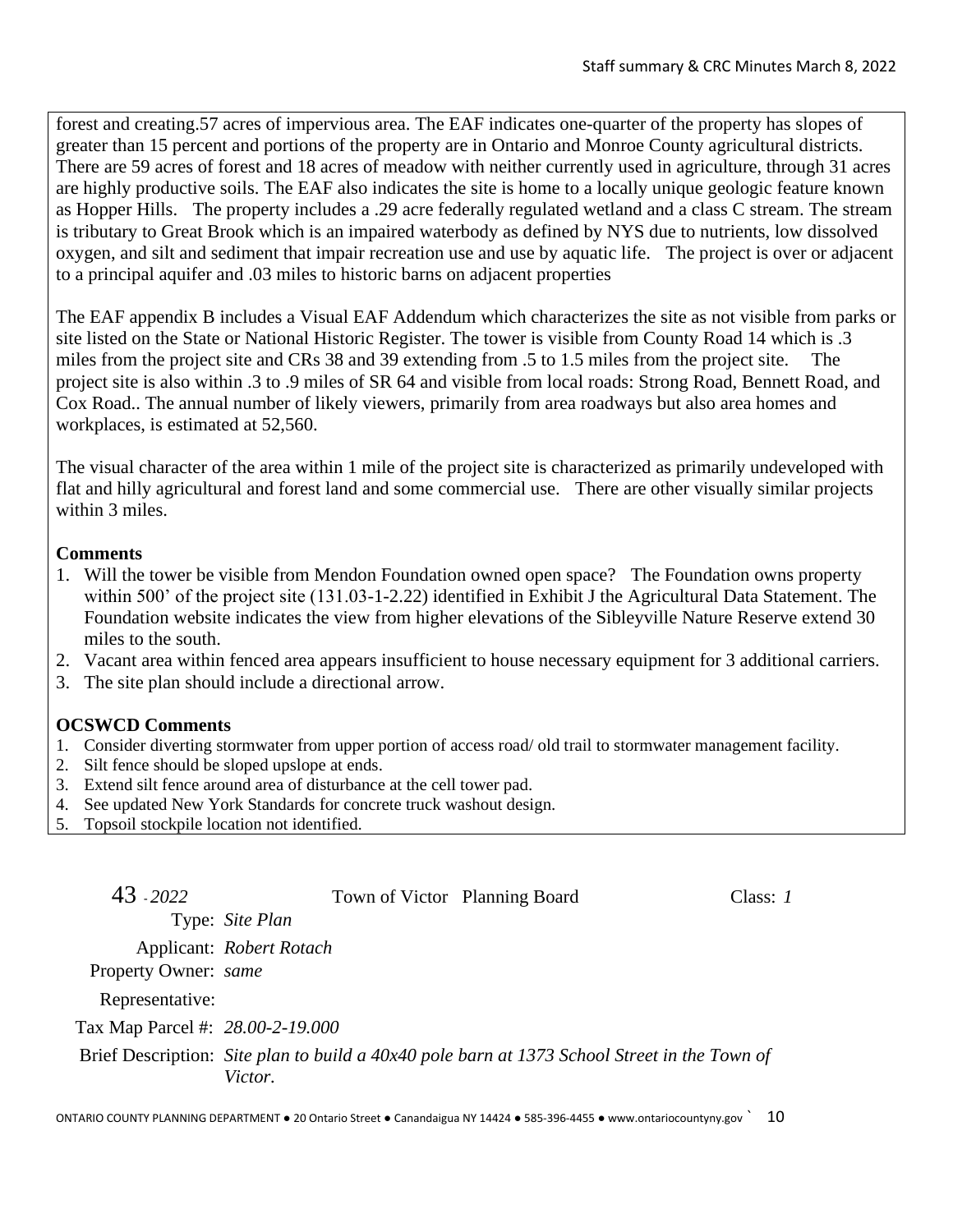forest and creating.57 acres of impervious area. The EAF indicates one-quarter of the property has slopes of greater than 15 percent and portions of the property are in Ontario and Monroe County agricultural districts. There are 59 acres of forest and 18 acres of meadow with neither currently used in agriculture, through 31 acres are highly productive soils. The EAF also indicates the site is home to a locally unique geologic feature known as Hopper Hills. The property includes a .29 acre federally regulated wetland and a class C stream. The stream is tributary to Great Brook which is an impaired waterbody as defined by NYS due to nutrients, low dissolved oxygen, and silt and sediment that impair recreation use and use by aquatic life. The project is over or adjacent to a principal aquifer and .03 miles to historic barns on adjacent properties

The EAF appendix B includes a Visual EAF Addendum which characterizes the site as not visible from parks or site listed on the State or National Historic Register. The tower is visible from County Road 14 which is .3 miles from the project site and CRs 38 and 39 extending from .5 to 1.5 miles from the project site. The project site is also within .3 to .9 miles of SR 64 and visible from local roads: Strong Road, Bennett Road, and Cox Road.. The annual number of likely viewers, primarily from area roadways but also area homes and workplaces, is estimated at 52,560.

The visual character of the area within 1 mile of the project site is characterized as primarily undeveloped with flat and hilly agricultural and forest land and some commercial use. There are other visually similar projects within 3 miles.

**Comments**

1. Will the tower be visible from Mendon Foundation owned open space? The Foundation owns property within 500' of the project site (131.03-1-2.22) identified in Exhibit J the Agricultural Data Statement. The Foundation website indicates the view from higher elevations of the Sibleyville Nature Reserve extend 30 miles to the south.
2. Vacant area within fenced area appears insufficient to house necessary equipment for 3 additional carriers.
3. The site plan should include a directional arrow.

**OCSWCD Comments**

1. Consider diverting stormwater from upper portion of access road/ old trail to stormwater management facility.
2. Silt fence should be sloped upslope at ends.
3. Extend silt fence around area of disturbance at the cell tower pad.
4. See updated New York Standards for concrete truck washout design.
5. Topsoil stockpile location not identified.

43 - *2022* Town of Victor Planning Board Class: *1*

Type: *Site Plan*

Applicant: *Robert Rotach*

Property Owner: *same*

Representative:

Tax Map Parcel #: *28.00-2-19.000*

Brief Description: *Site plan to build a 40x40 pole barn at 1373 School Street in the Town of Victor.*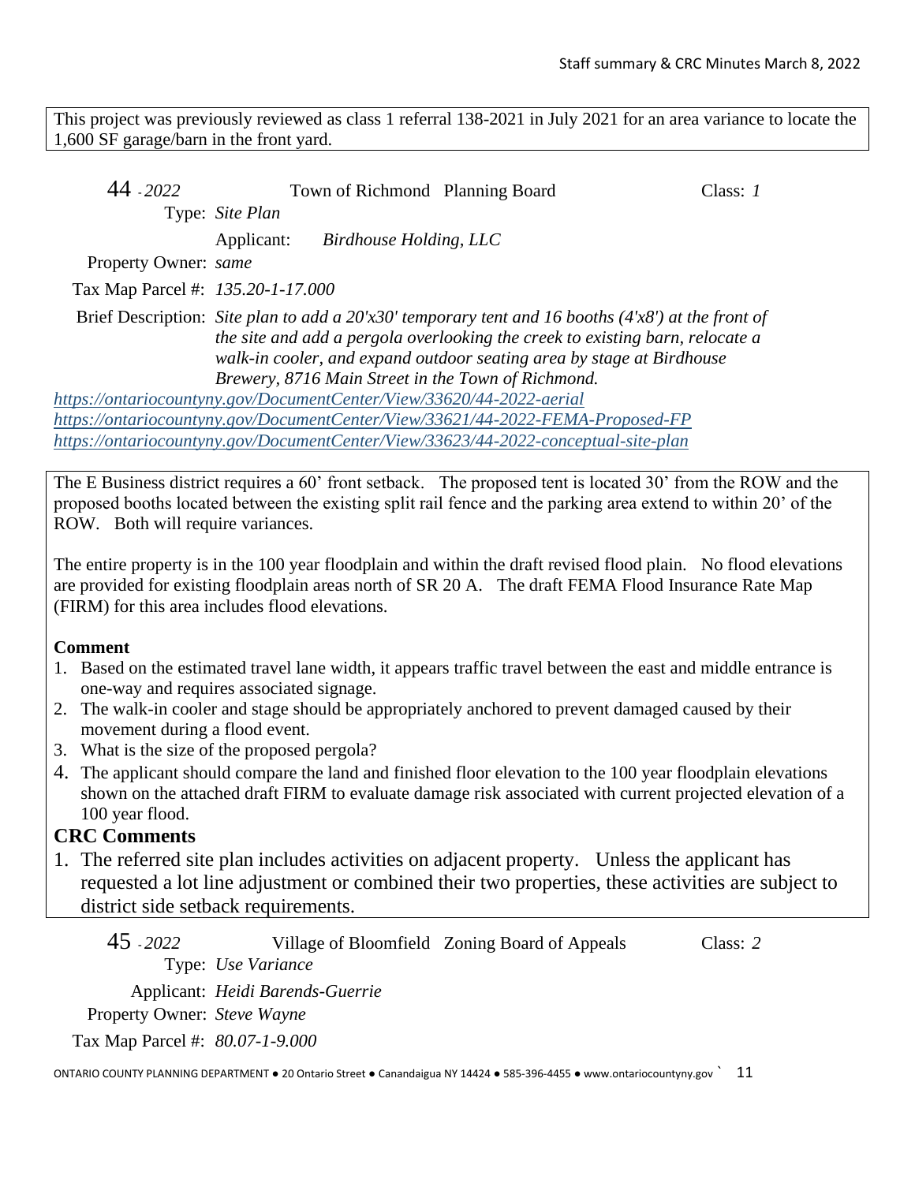This project was previously reviewed as class 1 referral 138-2021 in July 2021 for an area variance to locate the 1,600 SF garage/barn in the front yard.

44 - *2022* Town of Richmond Planning Board Class: *1*

Type: *Site Plan*

Applicant: *Birdhouse Holding, LLC*

Property Owner: *same*

Tax Map Parcel #: *135.20-1-17.000*

Brief Description: *Site plan to add a 20'x30' temporary tent and 16 booths (4'x8') at the front of the site and add a pergola overlooking the creek to existing barn, relocate a walk-in cooler, and expand outdoor seating area by stage at Birdhouse Brewery, 8716 Main Street in the Town of Richmond.*

*https://ontariocountyny.gov/DocumentCenter/View/33620/44-2022-aerial*
*https://ontariocountyny.gov/DocumentCenter/View/33621/44-2022-FEMA-Proposed-FP*
*https://ontariocountyny.gov/DocumentCenter/View/33623/44-2022-conceptual-site-plan*

The E Business district requires a 60' front setback. The proposed tent is located 30' from the ROW and the proposed booths located between the existing split rail fence and the parking area extend to within 20' of the ROW. Both will require variances.

The entire property is in the 100 year floodplain and within the draft revised flood plain. No flood elevations are provided for existing floodplain areas north of SR 20 A. The draft FEMA Flood Insurance Rate Map (FIRM) for this area includes flood elevations.

**Comment**

1. Based on the estimated travel lane width, it appears traffic travel between the east and middle entrance is one-way and requires associated signage.
2. The walk-in cooler and stage should be appropriately anchored to prevent damaged caused by their movement during a flood event.
3. What is the size of the proposed pergola?
4. The applicant should compare the land and finished floor elevation to the 100 year floodplain elevations shown on the attached draft FIRM to evaluate damage risk associated with current projected elevation of a 100 year flood.

## CRC Comments

1. The referred site plan includes activities on adjacent property. Unless the applicant has requested a lot line adjustment or combined their two properties, these activities are subject to district side setback requirements.

45 - *2022* Village of Bloomfield Zoning Board of Appeals Class: *2*

Type: *Use Variance*

Applicant: *Heidi Barends-Guerrie*

Property Owner: *Steve Wayne*

Tax Map Parcel #: *80.07-1-9.000*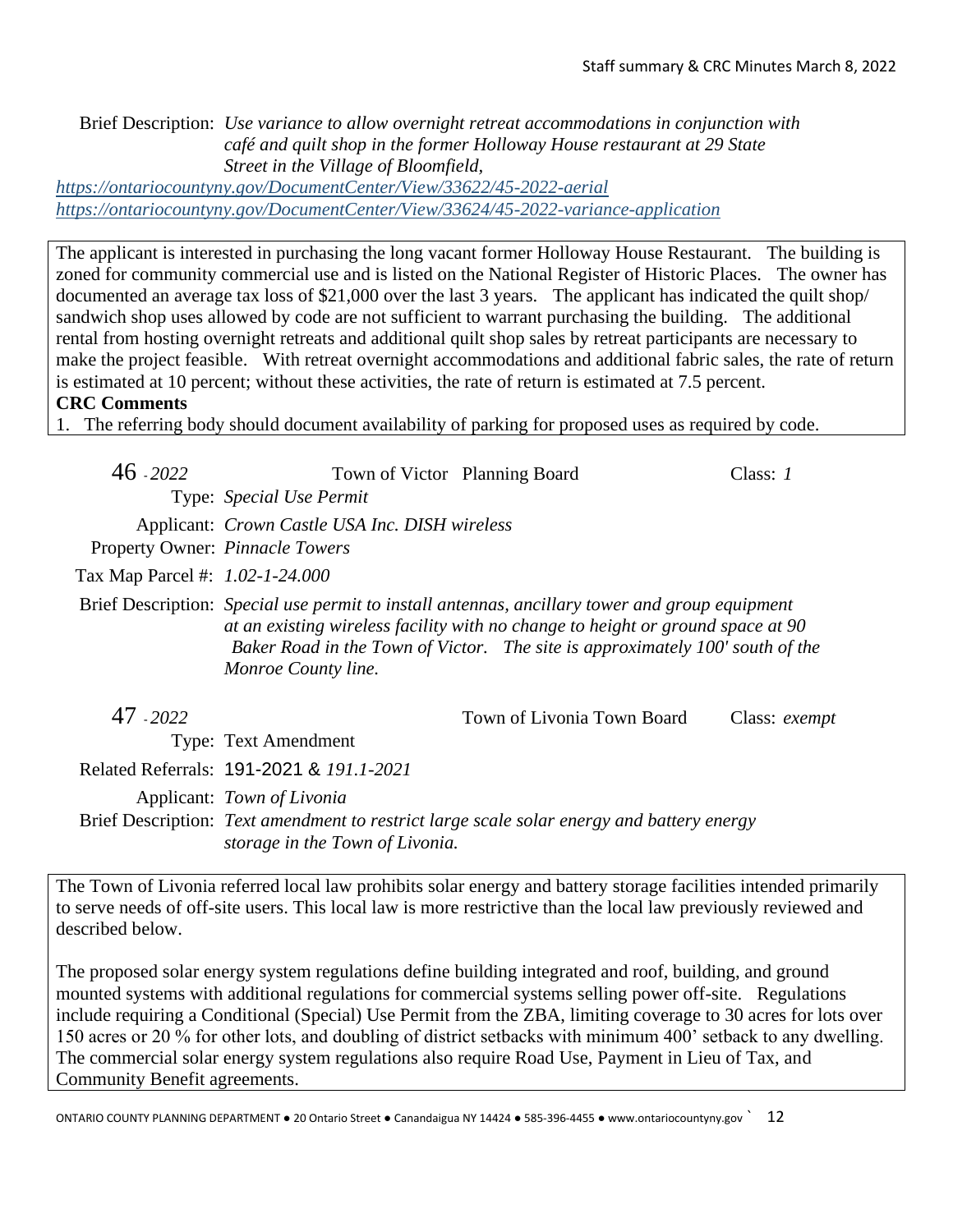Brief Description: *Use variance to allow overnight retreat accommodations in conjunction with café and quilt shop in the former Holloway House restaurant at 29 State Street in the Village of Bloomfield,*

https://ontariocountyny.gov/DocumentCenter/View/33622/45-2022-aerial
https://ontariocountyny.gov/DocumentCenter/View/33624/45-2022-variance-application

The applicant is interested in purchasing the long vacant former Holloway House Restaurant. The building is zoned for community commercial use and is listed on the National Register of Historic Places. The owner has documented an average tax loss of $21,000 over the last 3 years. The applicant has indicated the quilt shop/ sandwich shop uses allowed by code are not sufficient to warrant purchasing the building. The additional rental from hosting overnight retreats and additional quilt shop sales by retreat participants are necessary to make the project feasible. With retreat overnight accommodations and additional fabric sales, the rate of return is estimated at 10 percent; without these activities, the rate of return is estimated at 7.5 percent.

**CRC Comments**

1. The referring body should document availability of parking for proposed uses as required by code.

46 - *2022* Town of Victor Planning Board Class: *1*

Type: *Special Use Permit*

Applicant: *Crown Castle USA Inc. DISH wireless*

Property Owner: *Pinnacle Towers*

Tax Map Parcel #: *1.02-1-24.000*

Brief Description: *Special use permit to install antennas, ancillary tower and group equipment at an existing wireless facility with no change to height or ground space at 90 Baker Road in the Town of Victor. The site is approximately 100' south of the Monroe County line.*

47 - *2022* Town of Livonia Town Board Class: *exempt*

Type: Text Amendment

Related Referrals: 191-2021 & *191.1-2021*

Applicant: *Town of Livonia*

Brief Description: *Text amendment to restrict large scale solar energy and battery energy storage in the Town of Livonia.*

The Town of Livonia referred local law prohibits solar energy and battery storage facilities intended primarily to serve needs of off-site users. This local law is more restrictive than the local law previously reviewed and described below.

The proposed solar energy system regulations define building integrated and roof, building, and ground mounted systems with additional regulations for commercial systems selling power off-site. Regulations include requiring a Conditional (Special) Use Permit from the ZBA, limiting coverage to 30 acres for lots over 150 acres or 20 % for other lots, and doubling of district setbacks with minimum 400' setback to any dwelling. The commercial solar energy system regulations also require Road Use, Payment in Lieu of Tax, and Community Benefit agreements.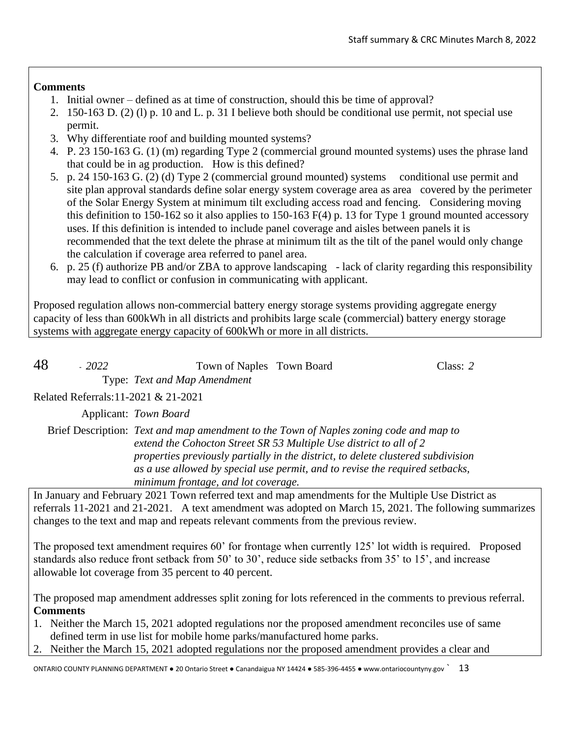**Comments**

1. Initial owner – defined as at time of construction, should this be time of approval?
2. 150-163 D. (2) (l) p. 10 and L. p. 31 I believe both should be conditional use permit, not special use permit.
3. Why differentiate roof and building mounted systems?
4. P. 23 150-163 G. (1) (m) regarding Type 2 (commercial ground mounted systems) uses the phrase land that could be in ag production. How is this defined?
5. p. 24 150-163 G. (2) (d) Type 2 (commercial ground mounted) systems conditional use permit and site plan approval standards define solar energy system coverage area as area covered by the perimeter of the Solar Energy System at minimum tilt excluding access road and fencing. Considering moving this definition to 150-162 so it also applies to 150-163 F(4) p. 13 for Type 1 ground mounted accessory uses. If this definition is intended to include panel coverage and aisles between panels it is recommended that the text delete the phrase at minimum tilt as the tilt of the panel would only change the calculation if coverage area referred to panel area.
6. p. 25 (f) authorize PB and/or ZBA to approve landscaping - lack of clarity regarding this responsibility may lead to conflict or confusion in communicating with applicant.

Proposed regulation allows non-commercial battery energy storage systems providing aggregate energy capacity of less than 600kWh in all districts and prohibits large scale (commercial) battery energy storage systems with aggregate energy capacity of 600kWh or more in all districts.

48 - *2022* Town of Naples Town Board Class: *2*

Type: *Text and Map Amendment*

Related Referrals: 11-2021 & 21-2021

Applicant: *Town Board*

Brief Description: *Text and map amendment to the Town of Naples zoning code and map to extend the Cohocton Street SR 53 Multiple Use district to all of 2 properties previously partially in the district, to delete clustered subdivision as a use allowed by special use permit, and to revise the required setbacks, minimum frontage, and lot coverage.*

In January and February 2021 Town referred text and map amendments for the Multiple Use District as referrals 11-2021 and 21-2021. A text amendment was adopted on March 15, 2021. The following summarizes changes to the text and map and repeats relevant comments from the previous review.

The proposed text amendment requires 60' for frontage when currently 125' lot width is required. Proposed standards also reduce front setback from 50' to 30', reduce side setbacks from 35' to 15', and increase allowable lot coverage from 35 percent to 40 percent.

The proposed map amendment addresses split zoning for lots referenced in the comments to previous referral.

**Comments**

1. Neither the March 15, 2021 adopted regulations nor the proposed amendment reconciles use of same defined term in use list for mobile home parks/manufactured home parks.
2. Neither the March 15, 2021 adopted regulations nor the proposed amendment provides a clear and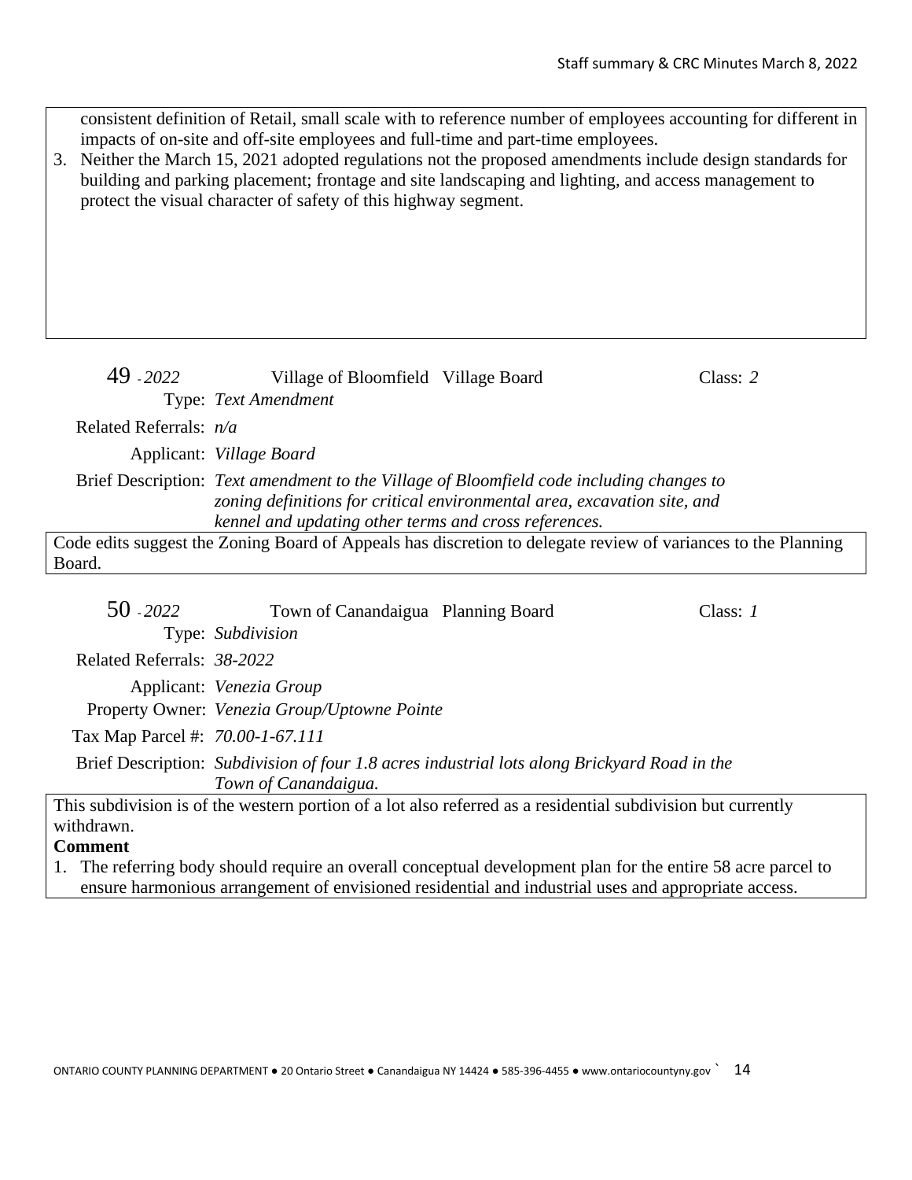consistent definition of Retail, small scale with to reference number of employees accounting for different in impacts of on-site and off-site employees and full-time and part-time employees.

3. Neither the March 15, 2021 adopted regulations not the proposed amendments include design standards for building and parking placement; frontage and site landscaping and lighting, and access management to protect the visual character of safety of this highway segment.

**49** - *2022* Village of Bloomfield Village Board Class: *2*

Type: *Text Amendment*

Related Referrals: *n/a*

Applicant: *Village Board*

Brief Description: *Text amendment to the Village of Bloomfield code including changes to zoning definitions for critical environmental area, excavation site, and kennel and updating other terms and cross references.*

Code edits suggest the Zoning Board of Appeals has discretion to delegate review of variances to the Planning Board.

**50** - *2022* Town of Canandaigua Planning Board Class: *1*

Type: *Subdivision*

Related Referrals: *38-2022*

Applicant: *Venezia Group*

Property Owner: *Venezia Group/Uptowne Pointe*

Tax Map Parcel #: *70.00-1-67.111*

Brief Description: *Subdivision of four 1.8 acres industrial lots along Brickyard Road in the Town of Canandaigua.*

This subdivision is of the western portion of a lot also referred as a residential subdivision but currently withdrawn.

**Comment**

1. The referring body should require an overall conceptual development plan for the entire 58 acre parcel to ensure harmonious arrangement of envisioned residential and industrial uses and appropriate access.